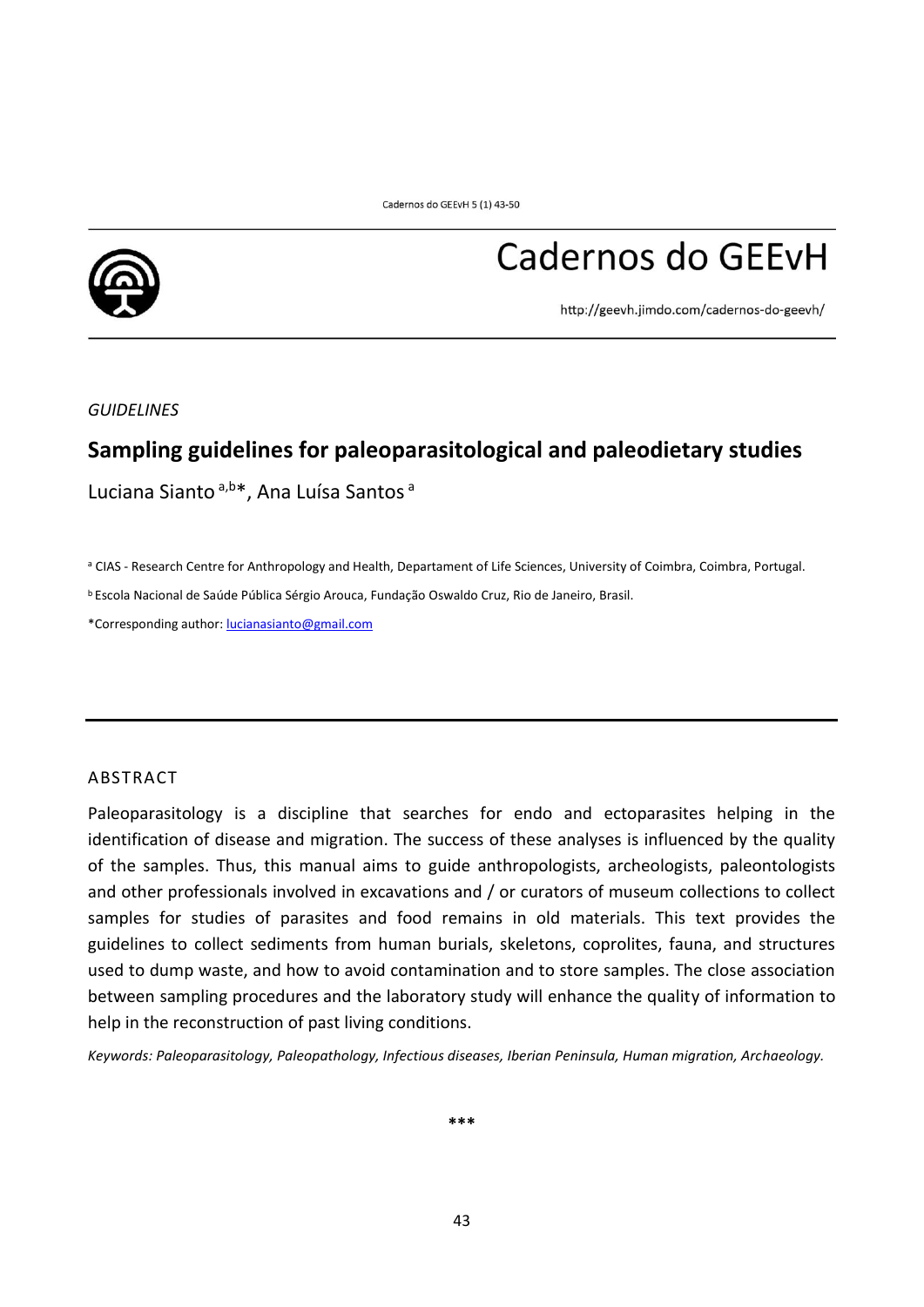*GUIDELINES*

# Sampling guidelines for paleoparasitological and paleodietary studies

Luciana Sianto [a,b]*, Ana Luísa Santos [a]

[a] CIAS - Research Centre for Anthropology and Health, Departament of Life Sciences, University of Coimbra, Coimbra, Portugal.

[b] Escola Nacional de Saúde Pública Sérgio Arouca, Fundação Oswaldo Cruz, Rio de Janeiro, Brasil.

*Corresponding author: lucianasianto@gmail.com

## ABSTRACT

Paleoparasitology is a discipline that searches for endo and ectoparasites helping in the identification of disease and migration. The success of these analyses is influenced by the quality of the samples. Thus, this manual aims to guide anthropologists, archeologists, paleontologists and other professionals involved in excavations and / or curators of museum collections to collect samples for studies of parasites and food remains in old materials. This text provides the guidelines to collect sediments from human burials, skeletons, coprolites, fauna, and structures used to dump waste, and how to avoid contamination and to store samples. The close association between sampling procedures and the laboratory study will enhance the quality of information to help in the reconstruction of past living conditions.

*Keywords: Paleoparasitology, Paleopathology, Infectious diseases, Iberian Peninsula, Human migration, Archaeology.*

***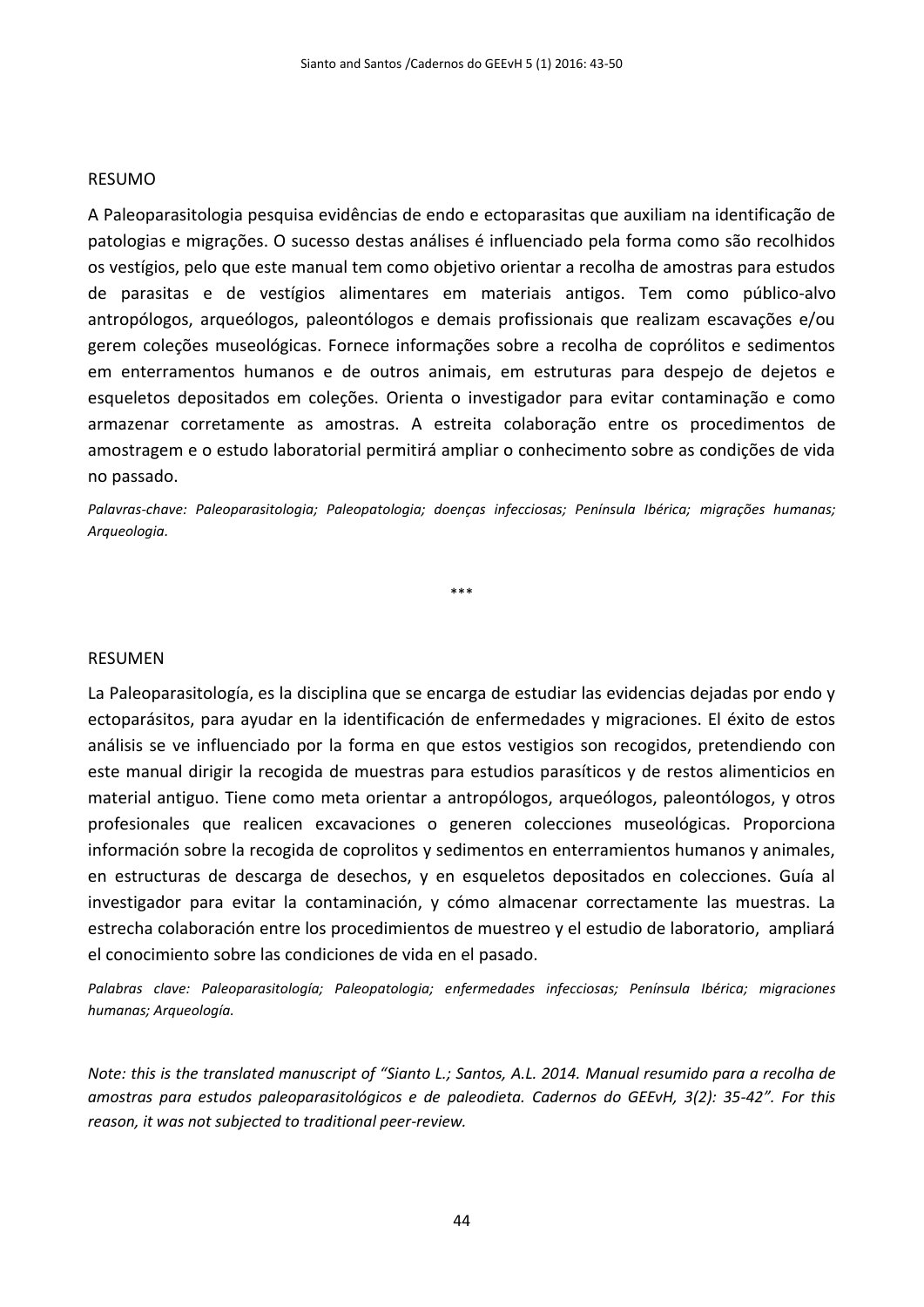## RESUMO

A Paleoparasitologia pesquisa evidências de endo e ectoparasitas que auxiliam na identificação de patologias e migrações. O sucesso destas análises é influenciado pela forma como são recolhidos os vestígios, pelo que este manual tem como objetivo orientar a recolha de amostras para estudos de parasitas e de vestígios alimentares em materiais antigos. Tem como público-alvo antropólogos, arqueólogos, paleontólogos e demais profissionais que realizam escavações e/ou gerem coleções museológicas. Fornece informações sobre a recolha de coprólitos e sedimentos em enterramentos humanos e de outros animais, em estruturas para despejo de dejetos e esqueletos depositados em coleções. Orienta o investigador para evitar contaminação e como armazenar corretamente as amostras. A estreita colaboração entre os procedimentos de amostragem e o estudo laboratorial permitirá ampliar o conhecimento sobre as condições de vida no passado.

*Palavras-chave: Paleoparasitologia; Paleopatologia; doenças infecciosas; Península Ibérica; migrações humanas; Arqueologia.*

***

## RESUMEN

La Paleoparasitología, es la disciplina que se encarga de estudiar las evidencias dejadas por endo y ectoparásitos, para ayudar en la identificación de enfermedades y migraciones. El éxito de estos análisis se ve influenciado por la forma en que estos vestigios son recogidos, pretendiendo con este manual dirigir la recogida de muestras para estudios parasíticos y de restos alimenticios en material antiguo. Tiene como meta orientar a antropólogos, arqueólogos, paleontólogos, y otros profesionales que realicen excavaciones o generen colecciones museológicas. Proporciona información sobre la recogida de coprolitos y sedimentos en enterramientos humanos y animales, en estructuras de descarga de desechos, y en esqueletos depositados en colecciones. Guía al investigador para evitar la contaminación, y cómo almacenar correctamente las muestras. La estrecha colaboración entre los procedimientos de muestreo y el estudio de laboratorio, ampliará el conocimiento sobre las condiciones de vida en el pasado.

*Palabras clave: Paleoparasitología; Paleopatologia; enfermedades infecciosas; Península Ibérica; migraciones humanas; Arqueología.*

*Note: this is the translated manuscript of "Sianto L.; Santos, A.L. 2014. Manual resumido para a recolha de amostras para estudos paleoparasitológicos e de paleodieta. Cadernos do GEEvH, 3(2): 35-42". For this reason, it was not subjected to traditional peer-review.*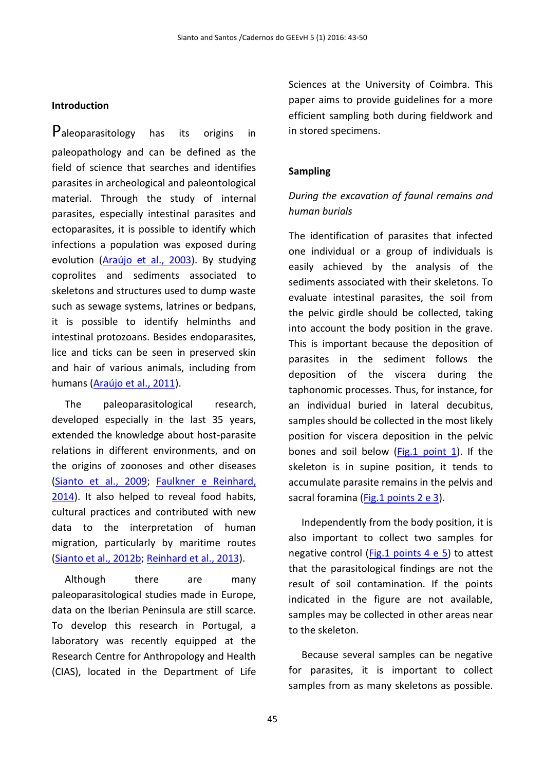## Introduction

Paleoparasitology has its origins in paleopathology and can be defined as the field of science that searches and identifies parasites in archeological and paleontological material. Through the study of internal parasites, especially intestinal parasites and ectoparasites, it is possible to identify which infections a population was exposed during evolution (Araújo et al., 2003). By studying coprolites and sediments associated to skeletons and structures used to dump waste such as sewage systems, latrines or bedpans, it is possible to identify helminths and intestinal protozoans. Besides endoparasites, lice and ticks can be seen in preserved skin and hair of various animals, including from humans (Araújo et al., 2011).

The paleoparasitological research, developed especially in the last 35 years, extended the knowledge about host-parasite relations in different environments, and on the origins of zoonoses and other diseases (Sianto et al., 2009; Faulkner e Reinhard, 2014). It also helped to reveal food habits, cultural practices and contributed with new data to the interpretation of human migration, particularly by maritime routes (Sianto et al., 2012b; Reinhard et al., 2013).

Although there are many paleoparasitological studies made in Europe, data on the Iberian Peninsula are still scarce. To develop this research in Portugal, a laboratory was recently equipped at the Research Centre for Anthropology and Health (CIAS), located in the Department of Life Sciences at the University of Coimbra. This paper aims to provide guidelines for a more efficient sampling both during fieldwork and in stored specimens.

## Sampling

*During the excavation of faunal remains and human burials*

The identification of parasites that infected one individual or a group of individuals is easily achieved by the analysis of the sediments associated with their skeletons. To evaluate intestinal parasites, the soil from the pelvic girdle should be collected, taking into account the body position in the grave. This is important because the deposition of parasites in the sediment follows the deposition of the viscera during the taphonomic processes. Thus, for instance, for an individual buried in lateral decubitus, samples should be collected in the most likely position for viscera deposition in the pelvic bones and soil below (Fig.1 point 1). If the skeleton is in supine position, it tends to accumulate parasite remains in the pelvis and sacral foramina (Fig.1 points 2 e 3).

Independently from the body position, it is also important to collect two samples for negative control (Fig.1 points 4 e 5) to attest that the parasitological findings are not the result of soil contamination. If the points indicated in the figure are not available, samples may be collected in other areas near to the skeleton.

Because several samples can be negative for parasites, it is important to collect samples from as many skeletons as possible.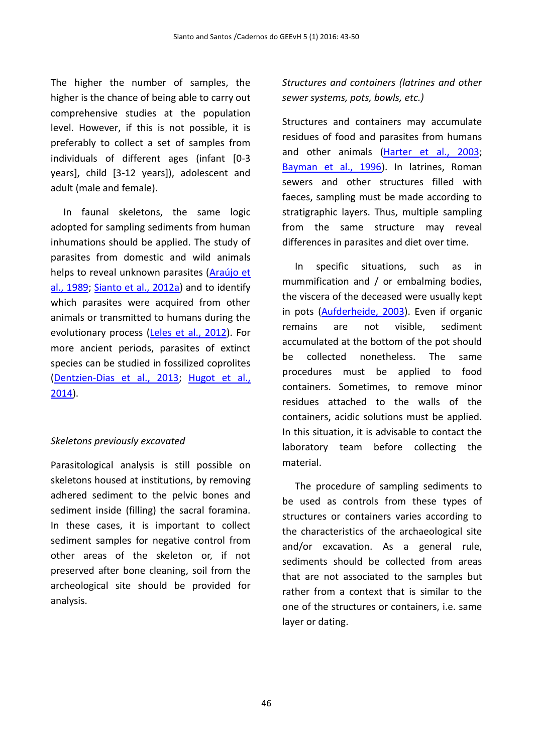The higher the number of samples, the higher is the chance of being able to carry out comprehensive studies at the population level. However, if this is not possible, it is preferably to collect a set of samples from individuals of different ages (infant [0-3 years], child [3-12 years]), adolescent and adult (male and female).

In faunal skeletons, the same logic adopted for sampling sediments from human inhumations should be applied. The study of parasites from domestic and wild animals helps to reveal unknown parasites (Araújo et al., 1989; Sianto et al., 2012a) and to identify which parasites were acquired from other animals or transmitted to humans during the evolutionary process (Leles et al., 2012). For more ancient periods, parasites of extinct species can be studied in fossilized coprolites (Dentzien-Dias et al., 2013; Hugot et al., 2014).

*Skeletons previously excavated*

Parasitological analysis is still possible on skeletons housed at institutions, by removing adhered sediment to the pelvic bones and sediment inside (filling) the sacral foramina. In these cases, it is important to collect sediment samples for negative control from other areas of the skeleton or, if not preserved after bone cleaning, soil from the archeological site should be provided for analysis.

*Structures and containers (latrines and other sewer systems, pots, bowls, etc.)*

Structures and containers may accumulate residues of food and parasites from humans and other animals (Harter et al., 2003; Bayman et al., 1996). In latrines, Roman sewers and other structures filled with faeces, sampling must be made according to stratigraphic layers. Thus, multiple sampling from the same structure may reveal differences in parasites and diet over time.

In specific situations, such as in mummification and / or embalming bodies, the viscera of the deceased were usually kept in pots (Aufderheide, 2003). Even if organic remains are not visible, sediment accumulated at the bottom of the pot should be collected nonetheless. The same procedures must be applied to food containers. Sometimes, to remove minor residues attached to the walls of the containers, acidic solutions must be applied. In this situation, it is advisable to contact the laboratory team before collecting the material.

The procedure of sampling sediments to be used as controls from these types of structures or containers varies according to the characteristics of the archaeological site and/or excavation. As a general rule, sediments should be collected from areas that are not associated to the samples but rather from a context that is similar to the one of the structures or containers, i.e. same layer or dating.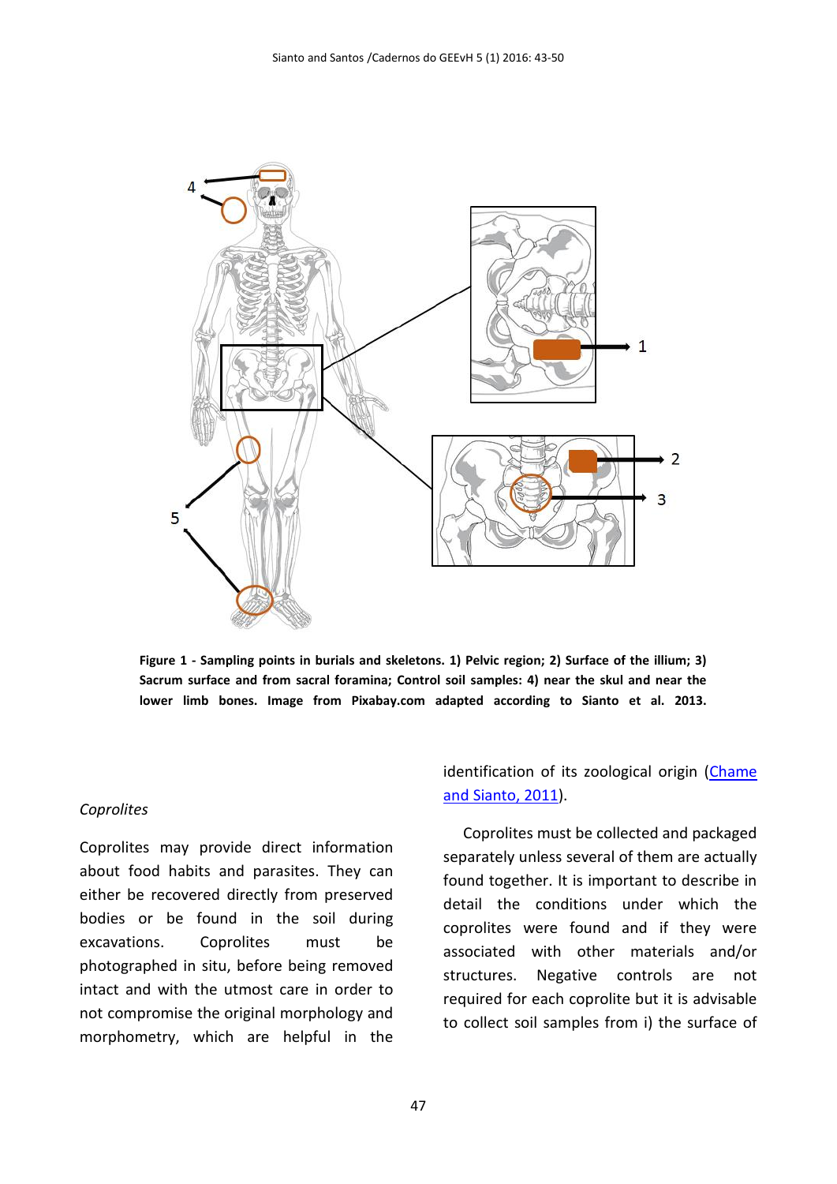**Figure 1 - Sampling points in burials and skeletons. 1) Pelvic region; 2) Surface of the illium; 3) Sacrum surface and from sacral foramina; Control soil samples: 4) near the skul and near the lower limb bones. Image from Pixabay.com adapted according to Sianto et al. 2013.**

*Coprolites*

Coprolites may provide direct information about food habits and parasites. They can either be recovered directly from preserved bodies or be found in the soil during excavations. Coprolites must be photographed in situ, before being removed intact and with the utmost care in order to not compromise the original morphology and morphometry, which are helpful in the identification of its zoological origin (Chame and Sianto, 2011).

Coprolites must be collected and packaged separately unless several of them are actually found together. It is important to describe in detail the conditions under which the coprolites were found and if they were associated with other materials and/or structures. Negative controls are not required for each coprolite but it is advisable to collect soil samples from i) the surface of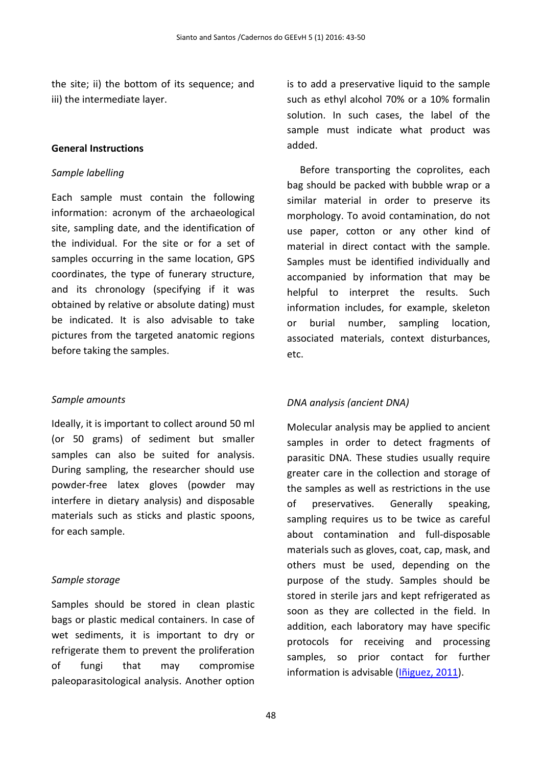the site; ii) the bottom of its sequence; and iii) the intermediate layer.

### General Instructions

*Sample labelling*

Each sample must contain the following information: acronym of the archaeological site, sampling date, and the identification of the individual. For the site or for a set of samples occurring in the same location, GPS coordinates, the type of funerary structure, and its chronology (specifying if it was obtained by relative or absolute dating) must be indicated. It is also advisable to take pictures from the targeted anatomic regions before taking the samples.

*Sample amounts*

Ideally, it is important to collect around 50 ml (or 50 grams) of sediment but smaller samples can also be suited for analysis. During sampling, the researcher should use powder-free latex gloves (powder may interfere in dietary analysis) and disposable materials such as sticks and plastic spoons, for each sample.

*Sample storage*

Samples should be stored in clean plastic bags or plastic medical containers. In case of wet sediments, it is important to dry or refrigerate them to prevent the proliferation of fungi that may compromise paleoparasitological analysis. Another option is to add a preservative liquid to the sample such as ethyl alcohol 70% or a 10% formalin solution. In such cases, the label of the sample must indicate what product was added.

Before transporting the coprolites, each bag should be packed with bubble wrap or a similar material in order to preserve its morphology. To avoid contamination, do not use paper, cotton or any other kind of material in direct contact with the sample. Samples must be identified individually and accompanied by information that may be helpful to interpret the results. Such information includes, for example, skeleton or burial number, sampling location, associated materials, context disturbances, etc.

*DNA analysis (ancient DNA)*

Molecular analysis may be applied to ancient samples in order to detect fragments of parasitic DNA. These studies usually require greater care in the collection and storage of the samples as well as restrictions in the use of preservatives. Generally speaking, sampling requires us to be twice as careful about contamination and full-disposable materials such as gloves, coat, cap, mask, and others must be used, depending on the purpose of the study. Samples should be stored in sterile jars and kept refrigerated as soon as they are collected in the field. In addition, each laboratory may have specific protocols for receiving and processing samples, so prior contact for further information is advisable (Iñiguez, 2011).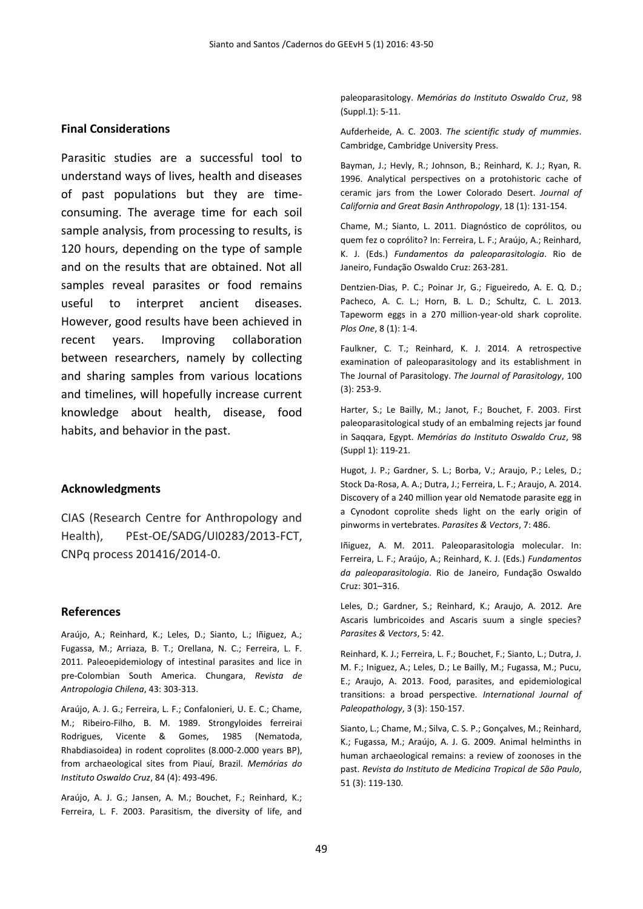## Final Considerations

Parasitic studies are a successful tool to understand ways of lives, health and diseases of past populations but they are time-consuming. The average time for each soil sample analysis, from processing to results, is 120 hours, depending on the type of sample and on the results that are obtained. Not all samples reveal parasites or food remains useful to interpret ancient diseases. However, good results have been achieved in recent years. Improving collaboration between researchers, namely by collecting and sharing samples from various locations and timelines, will hopefully increase current knowledge about health, disease, food habits, and behavior in the past.

## Acknowledgments

CIAS (Research Centre for Anthropology and Health), PEst-OE/SADG/UI0283/2013-FCT, CNPq process 201416/2014-0.

## References

Araújo, A.; Reinhard, K.; Leles, D.; Sianto, L.; Iñiguez, A.; Fugassa, M.; Arriaza, B. T.; Orellana, N. C.; Ferreira, L. F. 2011. Paleoepidemiology of intestinal parasites and lice in pre-Colombian South America. Chungara, *Revista de Antropologia Chilena*, 43: 303-313.

Araújo, A. J. G.; Ferreira, L. F.; Confalonieri, U. E. C.; Chame, M.; Ribeiro-Filho, B. M. 1989. Strongyloides ferreirai Rodrigues, Vicente & Gomes, 1985 (Nematoda, Rhabdiasoidea) in rodent coprolites (8.000-2.000 years BP), from archaeological sites from Piauí, Brazil. *Memórias do Instituto Oswaldo Cruz*, 84 (4): 493-496.

Araújo, A. J. G.; Jansen, A. M.; Bouchet, F.; Reinhard, K.; Ferreira, L. F. 2003. Parasitism, the diversity of life, and paleoparasitology. *Memórias do Instituto Oswaldo Cruz*, 98 (Suppl.1): 5-11.

Aufderheide, A. C. 2003. *The scientific study of mummies*. Cambridge, Cambridge University Press.

Bayman, J.; Hevly, R.; Johnson, B.; Reinhard, K. J.; Ryan, R. 1996. Analytical perspectives on a protohistoric cache of ceramic jars from the Lower Colorado Desert. *Journal of California and Great Basin Anthropology*, 18 (1): 131-154.

Chame, M.; Sianto, L. 2011. Diagnóstico de coprólitos, ou quem fez o coprólito? In: Ferreira, L. F.; Araújo, A.; Reinhard, K. J. (Eds.) *Fundamentos da paleoparasitologia*. Rio de Janeiro, Fundação Oswaldo Cruz: 263-281.

Dentzien-Dias, P. C.; Poinar Jr, G.; Figueiredo, A. E. Q. D.; Pacheco, A. C. L.; Horn, B. L. D.; Schultz, C. L. 2013. Tapeworm eggs in a 270 million-year-old shark coprolite. *Plos One*, 8 (1): 1-4.

Faulkner, C. T.; Reinhard, K. J. 2014. A retrospective examination of paleoparasitology and its establishment in The Journal of Parasitology. *The Journal of Parasitology*, 100 (3): 253-9.

Harter, S.; Le Bailly, M.; Janot, F.; Bouchet, F. 2003. First paleoparasitological study of an embalming rejects jar found in Saqqara, Egypt. *Memórias do Instituto Oswaldo Cruz*, 98 (Suppl 1): 119-21.

Hugot, J. P.; Gardner, S. L.; Borba, V.; Araujo, P.; Leles, D.; Stock Da-Rosa, A. A.; Dutra, J.; Ferreira, L. F.; Araujo, A. 2014. Discovery of a 240 million year old Nematode parasite egg in a Cynodont coprolite sheds light on the early origin of pinworms in vertebrates. *Parasites & Vectors*, 7: 486.

Iñiguez, A. M. 2011. Paleoparasitologia molecular. In: Ferreira, L. F.; Araújo, A.; Reinhard, K. J. (Eds.) *Fundamentos da paleoparasitologia*. Rio de Janeiro, Fundação Oswaldo Cruz: 301–316.

Leles, D.; Gardner, S.; Reinhard, K.; Araujo, A. 2012. Are Ascaris lumbricoides and Ascaris suum a single species? *Parasites & Vectors*, 5: 42.

Reinhard, K. J.; Ferreira, L. F.; Bouchet, F.; Sianto, L.; Dutra, J. M. F.; Iniguez, A.; Leles, D.; Le Bailly, M.; Fugassa, M.; Pucu, E.; Araujo, A. 2013. Food, parasites, and epidemiological transitions: a broad perspective. *International Journal of Paleopathology*, 3 (3): 150-157.

Sianto, L.; Chame, M.; Silva, C. S. P.; Gonçalves, M.; Reinhard, K.; Fugassa, M.; Araújo, A. J. G. 2009. Animal helminths in human archaeological remains: a review of zoonoses in the past. *Revista do Instituto de Medicina Tropical de São Paulo*, 51 (3): 119-130.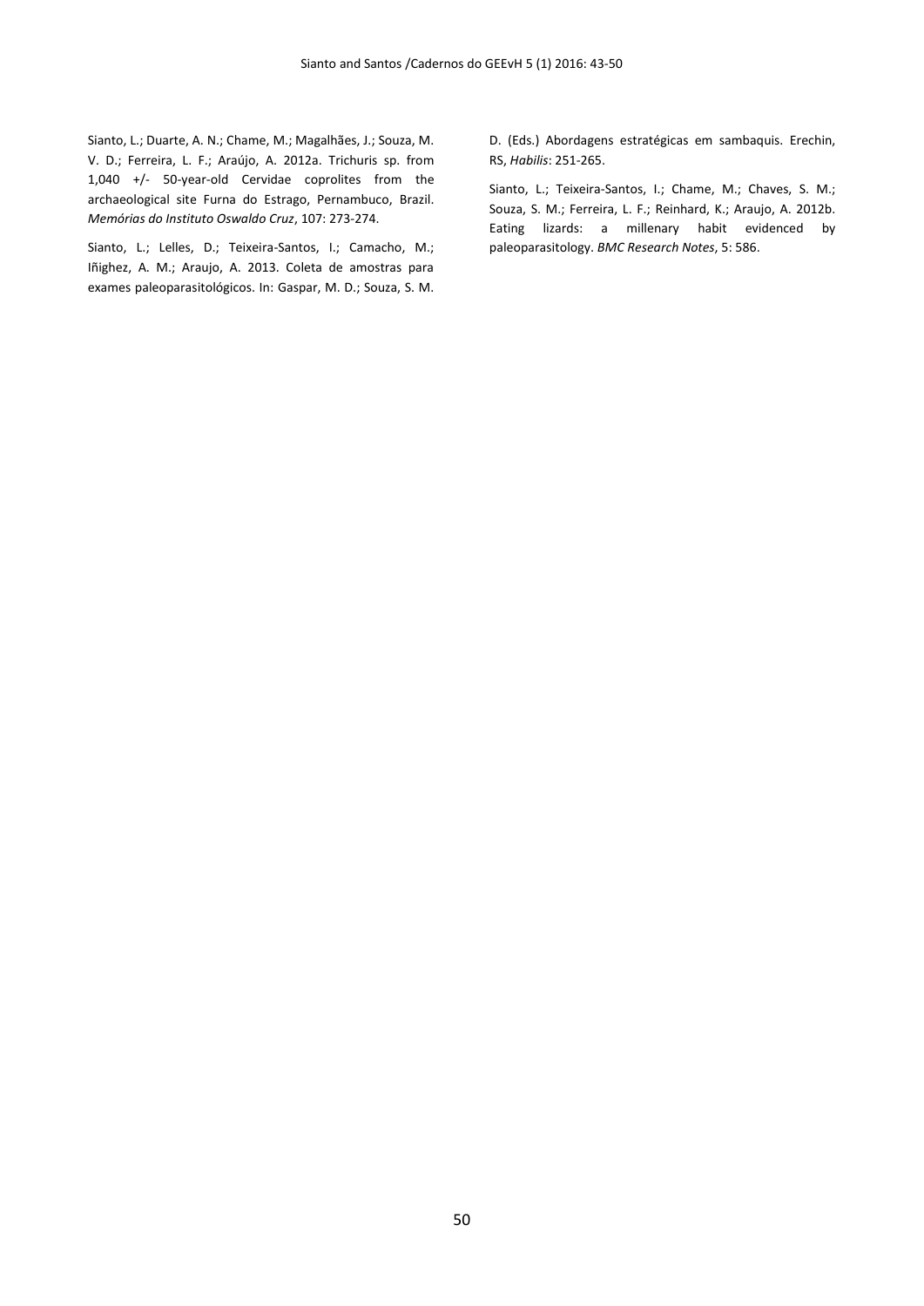Sianto, L.; Duarte, A. N.; Chame, M.; Magalhães, J.; Souza, M. V. D.; Ferreira, L. F.; Araújo, A. 2012a. Trichuris sp. from 1,040 +/- 50-year-old Cervidae coprolites from the archaeological site Furna do Estrago, Pernambuco, Brazil. *Memórias do Instituto Oswaldo Cruz*, 107: 273-274.

Sianto, L.; Lelles, D.; Teixeira-Santos, I.; Camacho, M.; Iñighez, A. M.; Araujo, A. 2013. Coleta de amostras para exames paleoparasitológicos. In: Gaspar, M. D.; Souza, S. M. D. (Eds.) Abordagens estratégicas em sambaquis. Erechin, RS, *Habilis*: 251-265.

Sianto, L.; Teixeira-Santos, I.; Chame, M.; Chaves, S. M.; Souza, S. M.; Ferreira, L. F.; Reinhard, K.; Araujo, A. 2012b. Eating lizards: a millenary habit evidenced by paleoparasitology. *BMC Research Notes*, 5: 586.